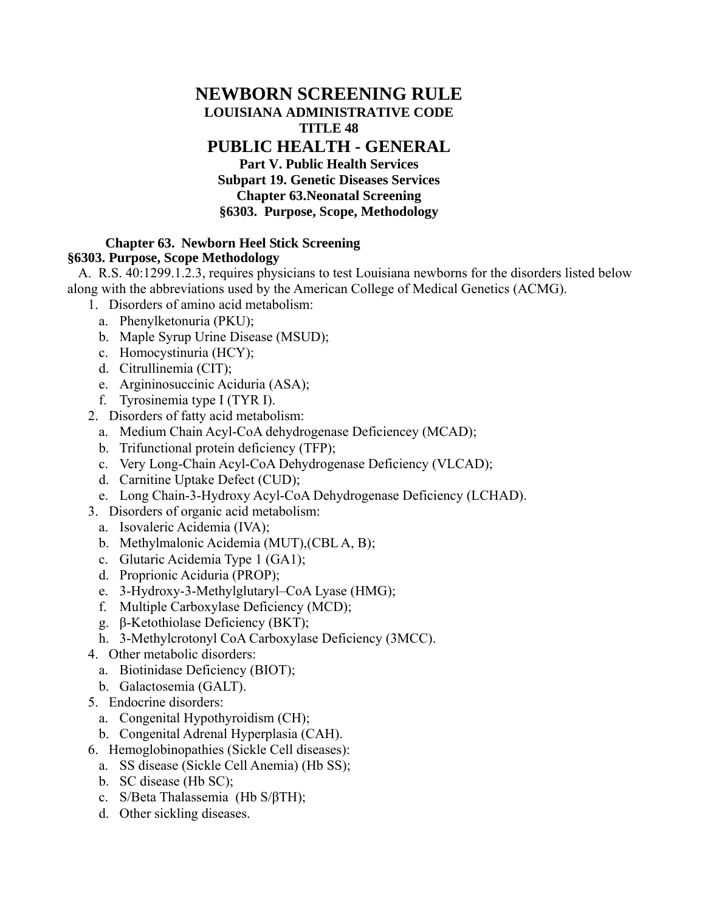# NEWBORN SCREENING RULE

**LOUISIANA ADMINISTRATIVE CODE**

**TITLE 48**

## PUBLIC HEALTH - GENERAL

**Part V. Public Health Services**

**Subpart 19. Genetic Diseases Services**

**Chapter 63.Neonatal Screening**

**§6303. Purpose, Scope, Methodology**

**Chapter 63. Newborn Heel Stick Screening**

**§6303. Purpose, Scope Methodology**

A. R.S. 40:1299.1.2.3, requires physicians to test Louisiana newborns for the disorders listed below along with the abbreviations used by the American College of Medical Genetics (ACMG).

1. Disorders of amino acid metabolism:
   a. Phenylketonuria (PKU);
   b. Maple Syrup Urine Disease (MSUD);
   c. Homocystinuria (HCY);
   d. Citrullinemia (CIT);
   e. Argininosuccinic Aciduria (ASA);
   f. Tyrosinemia type I (TYR I).
2. Disorders of fatty acid metabolism:
   a. Medium Chain Acyl-CoA dehydrogenase Deficiencey (MCAD);
   b. Trifunctional protein deficiency (TFP);
   c. Very Long-Chain Acyl-CoA Dehydrogenase Deficiency (VLCAD);
   d. Carnitine Uptake Defect (CUD);
   e. Long Chain-3-Hydroxy Acyl-CoA Dehydrogenase Deficiency (LCHAD).
3. Disorders of organic acid metabolism:
   a. Isovaleric Acidemia (IVA);
   b. Methylmalonic Acidemia (MUT),(CBL A, B);
   c. Glutaric Acidemia Type 1 (GA1);
   d. Proprionic Aciduria (PROP);
   e. 3-Hydroxy-3-Methylglutaryl–CoA Lyase (HMG);
   f. Multiple Carboxylase Deficiency (MCD);
   g. β-Ketothiolase Deficiency (BKT);
   h. 3-Methylcrotonyl CoA Carboxylase Deficiency (3MCC).
4. Other metabolic disorders:
   a. Biotinidase Deficiency (BIOT);
   b. Galactosemia (GALT).
5. Endocrine disorders:
   a. Congenital Hypothyroidism (CH);
   b. Congenital Adrenal Hyperplasia (CAH).
6. Hemoglobinopathies (Sickle Cell diseases):
   a. SS disease (Sickle Cell Anemia) (Hb SS);
   b. SC disease (Hb SC);
   c. S/Beta Thalassemia (Hb S/βTH);
   d. Other sickling diseases.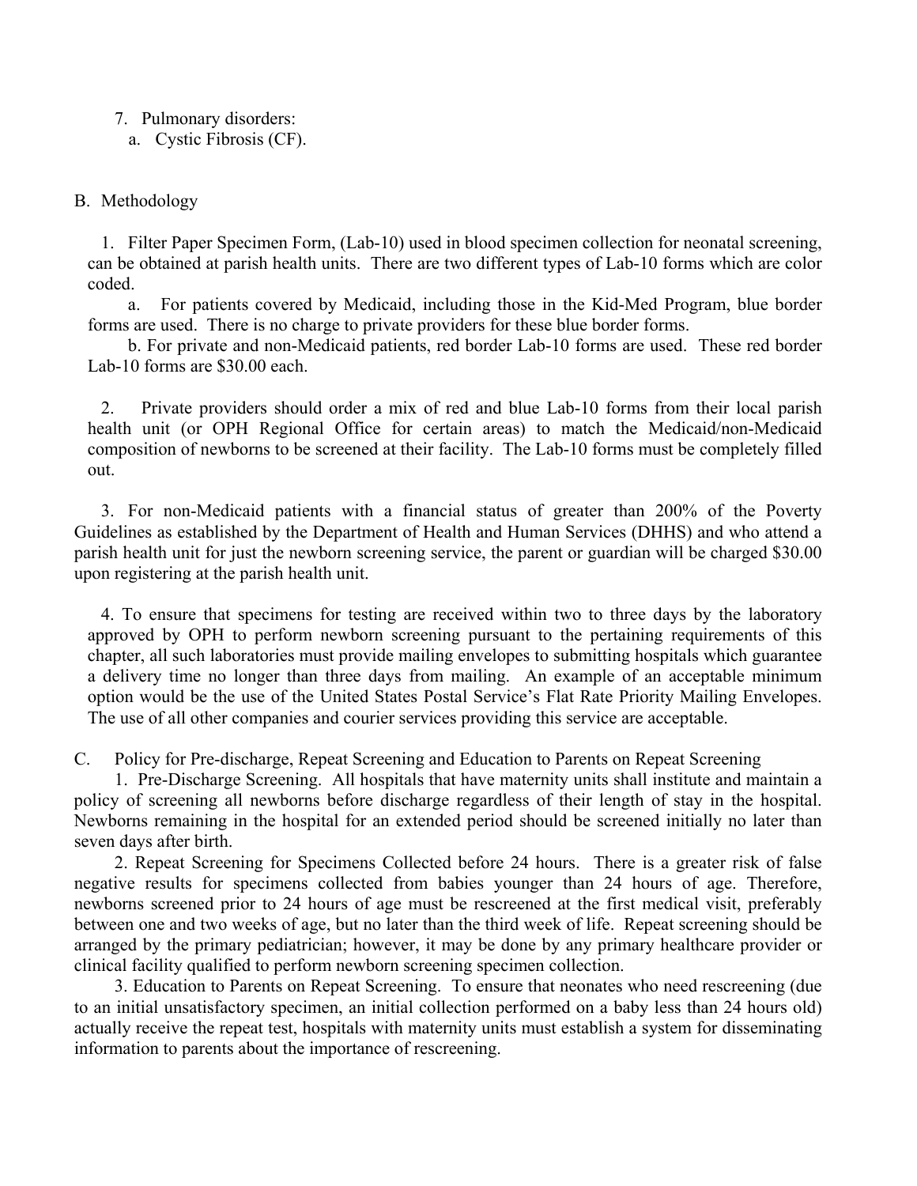7. Pulmonary disorders:
    a. Cystic Fibrosis (CF).

B. Methodology

1. Filter Paper Specimen Form, (Lab-10) used in blood specimen collection for neonatal screening, can be obtained at parish health units. There are two different types of Lab-10 forms which are color coded.

    a. For patients covered by Medicaid, including those in the Kid-Med Program, blue border forms are used. There is no charge to private providers for these blue border forms.

    b. For private and non-Medicaid patients, red border Lab-10 forms are used. These red border Lab-10 forms are $30.00 each.

2. Private providers should order a mix of red and blue Lab-10 forms from their local parish health unit (or OPH Regional Office for certain areas) to match the Medicaid/non-Medicaid composition of newborns to be screened at their facility. The Lab-10 forms must be completely filled out.

3. For non-Medicaid patients with a financial status of greater than 200% of the Poverty Guidelines as established by the Department of Health and Human Services (DHHS) and who attend a parish health unit for just the newborn screening service, the parent or guardian will be charged $30.00 upon registering at the parish health unit.

4. To ensure that specimens for testing are received within two to three days by the laboratory approved by OPH to perform newborn screening pursuant to the pertaining requirements of this chapter, all such laboratories must provide mailing envelopes to submitting hospitals which guarantee a delivery time no longer than three days from mailing. An example of an acceptable minimum option would be the use of the United States Postal Service's Flat Rate Priority Mailing Envelopes. The use of all other companies and courier services providing this service are acceptable.

C. Policy for Pre-discharge, Repeat Screening and Education to Parents on Repeat Screening

1. Pre-Discharge Screening. All hospitals that have maternity units shall institute and maintain a policy of screening all newborns before discharge regardless of their length of stay in the hospital. Newborns remaining in the hospital for an extended period should be screened initially no later than seven days after birth.

2. Repeat Screening for Specimens Collected before 24 hours. There is a greater risk of false negative results for specimens collected from babies younger than 24 hours of age. Therefore, newborns screened prior to 24 hours of age must be rescreened at the first medical visit, preferably between one and two weeks of age, but no later than the third week of life. Repeat screening should be arranged by the primary pediatrician; however, it may be done by any primary healthcare provider or clinical facility qualified to perform newborn screening specimen collection.

3. Education to Parents on Repeat Screening. To ensure that neonates who need rescreening (due to an initial unsatisfactory specimen, an initial collection performed on a baby less than 24 hours old) actually receive the repeat test, hospitals with maternity units must establish a system for disseminating information to parents about the importance of rescreening.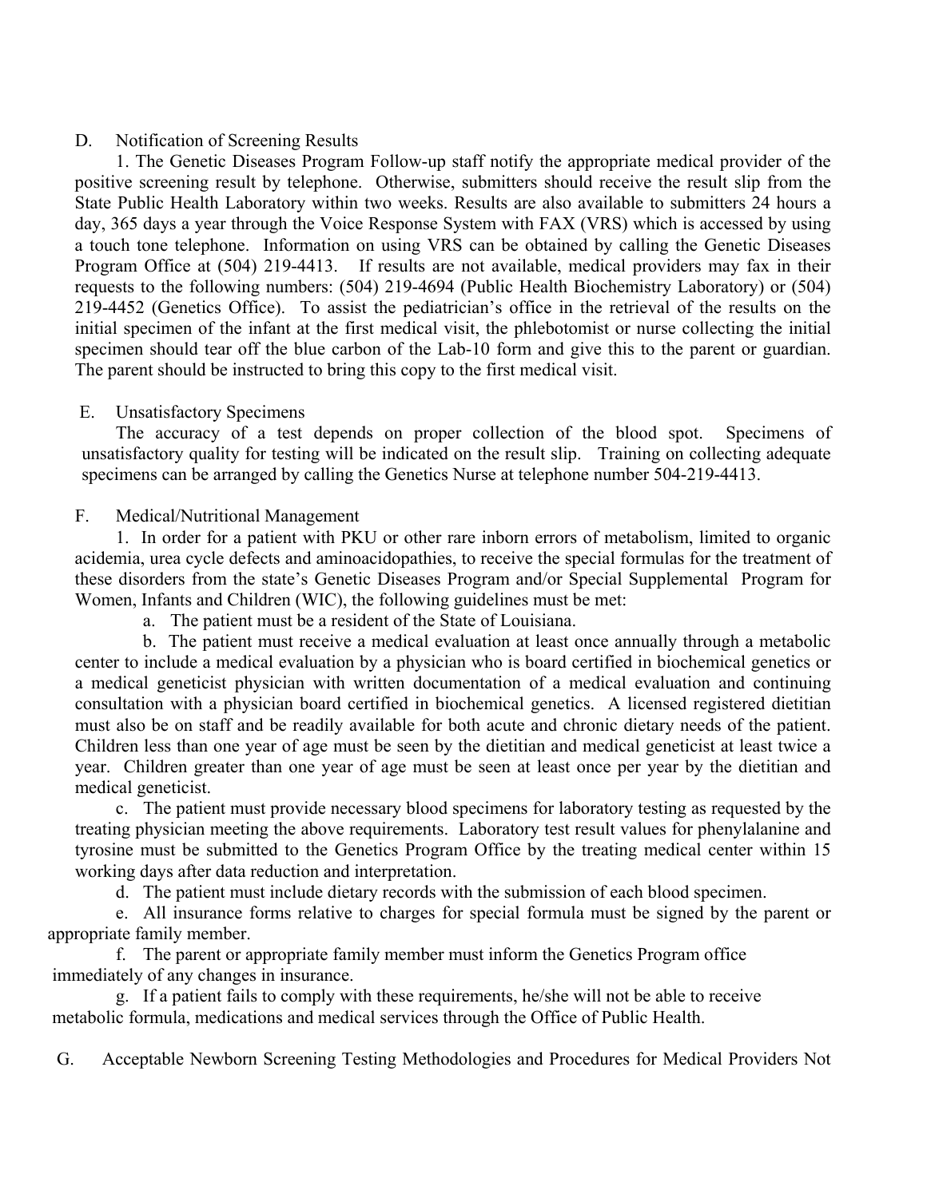D. Notification of Screening Results

1. The Genetic Diseases Program Follow-up staff notify the appropriate medical provider of the positive screening result by telephone. Otherwise, submitters should receive the result slip from the State Public Health Laboratory within two weeks. Results are also available to submitters 24 hours a day, 365 days a year through the Voice Response System with FAX (VRS) which is accessed by using a touch tone telephone. Information on using VRS can be obtained by calling the Genetic Diseases Program Office at (504) 219-4413. If results are not available, medical providers may fax in their requests to the following numbers: (504) 219-4694 (Public Health Biochemistry Laboratory) or (504) 219-4452 (Genetics Office). To assist the pediatrician's office in the retrieval of the results on the initial specimen of the infant at the first medical visit, the phlebotomist or nurse collecting the initial specimen should tear off the blue carbon of the Lab-10 form and give this to the parent or guardian. The parent should be instructed to bring this copy to the first medical visit.

E. Unsatisfactory Specimens

The accuracy of a test depends on proper collection of the blood spot. Specimens of unsatisfactory quality for testing will be indicated on the result slip. Training on collecting adequate specimens can be arranged by calling the Genetics Nurse at telephone number 504-219-4413.

F. Medical/Nutritional Management

1. In order for a patient with PKU or other rare inborn errors of metabolism, limited to organic acidemia, urea cycle defects and aminoacidopathies, to receive the special formulas for the treatment of these disorders from the state's Genetic Diseases Program and/or Special Supplemental Program for Women, Infants and Children (WIC), the following guidelines must be met:

a. The patient must be a resident of the State of Louisiana.

b. The patient must receive a medical evaluation at least once annually through a metabolic center to include a medical evaluation by a physician who is board certified in biochemical genetics or a medical geneticist physician with written documentation of a medical evaluation and continuing consultation with a physician board certified in biochemical genetics. A licensed registered dietitian must also be on staff and be readily available for both acute and chronic dietary needs of the patient. Children less than one year of age must be seen by the dietitian and medical geneticist at least twice a year. Children greater than one year of age must be seen at least once per year by the dietitian and medical geneticist.

c. The patient must provide necessary blood specimens for laboratory testing as requested by the treating physician meeting the above requirements. Laboratory test result values for phenylalanine and tyrosine must be submitted to the Genetics Program Office by the treating medical center within 15 working days after data reduction and interpretation.

d. The patient must include dietary records with the submission of each blood specimen.

e. All insurance forms relative to charges for special formula must be signed by the parent or appropriate family member.

f. The parent or appropriate family member must inform the Genetics Program office immediately of any changes in insurance.

g. If a patient fails to comply with these requirements, he/she will not be able to receive metabolic formula, medications and medical services through the Office of Public Health.

G. Acceptable Newborn Screening Testing Methodologies and Procedures for Medical Providers Not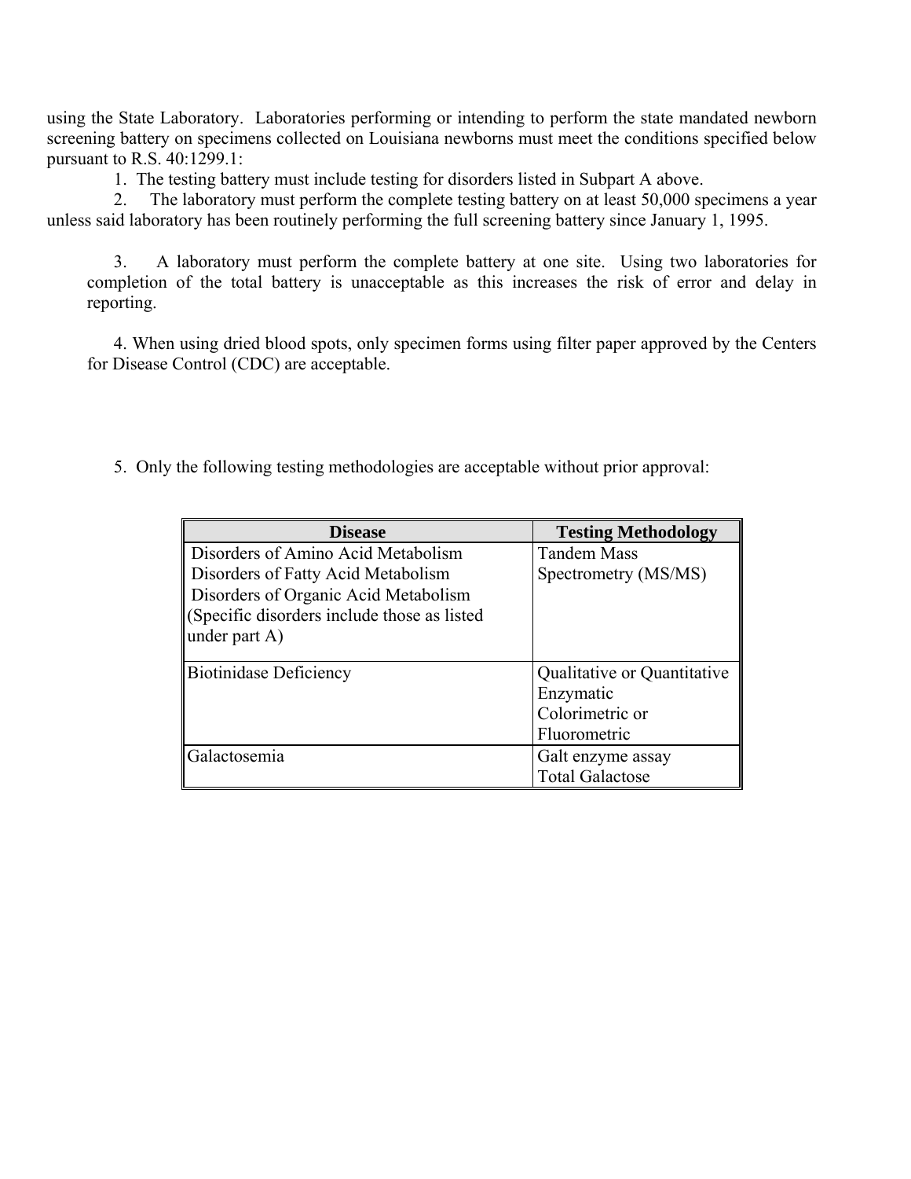using the State Laboratory. Laboratories performing or intending to perform the state mandated newborn screening battery on specimens collected on Louisiana newborns must meet the conditions specified below pursuant to R.S. 40:1299.1:

1. The testing battery must include testing for disorders listed in Subpart A above.
2. The laboratory must perform the complete testing battery on at least 50,000 specimens a year unless said laboratory has been routinely performing the full screening battery since January 1, 1995.
3. A laboratory must perform the complete battery at one site. Using two laboratories for completion of the total battery is unacceptable as this increases the risk of error and delay in reporting.
4. When using dried blood spots, only specimen forms using filter paper approved by the Centers for Disease Control (CDC) are acceptable.
5. Only the following testing methodologies are acceptable without prior approval:

| Disease | Testing Methodology |
| --- | --- |
| Disorders of Amino Acid Metabolism<br>Disorders of Fatty Acid Metabolism<br>Disorders of Organic Acid Metabolism<br>(Specific disorders include those as listed under part A) | Tandem Mass Spectrometry (MS/MS) |
| Biotinidase Deficiency | Qualitative or Quantitative Enzymatic Colorimetric or Fluorometric |
| Galactosemia | Galt enzyme assay<br>Total Galactose |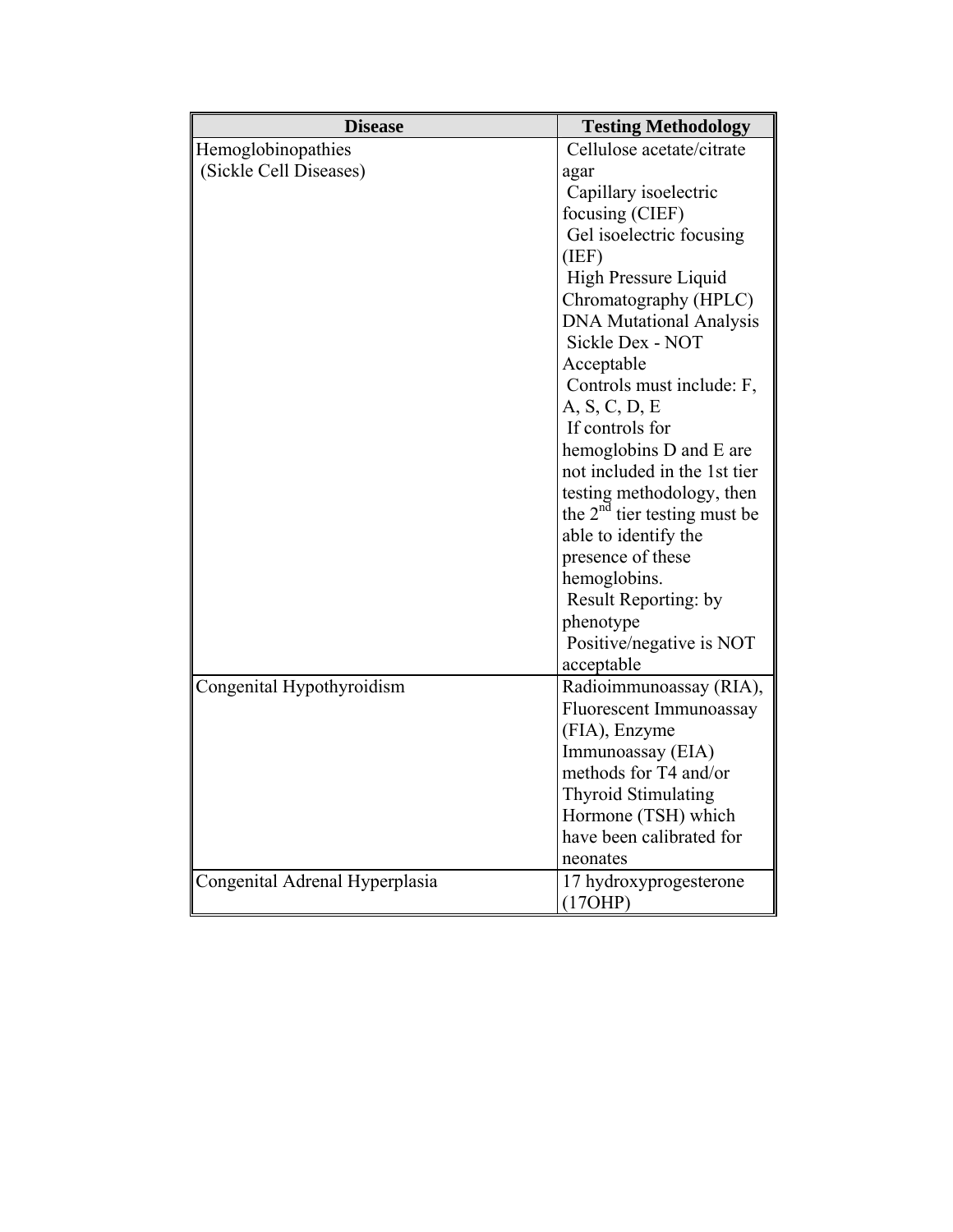| Disease | Testing Methodology |
| --- | --- |
| Hemoglobinopathies (Sickle Cell Diseases) | Cellulose acetate/citrate agar<br>Capillary isoelectric focusing (CIEF)<br>Gel isoelectric focusing (IEF)<br>High Pressure Liquid Chromatography (HPLC)<br>DNA Mutational Analysis<br>Sickle Dex - NOT Acceptable<br>Controls must include: F, A, S, C, D, E<br>If controls for hemoglobins D and E are not included in the 1st tier testing methodology, then the 2nd tier testing must be able to identify the presence of these hemoglobins.<br>Result Reporting: by phenotype<br>Positive/negative is NOT acceptable |
| Congenital Hypothyroidism | Radioimmunoassay (RIA), Fluorescent Immunoassay (FIA), Enzyme Immunoassay (EIA) methods for T4 and/or Thyroid Stimulating Hormone (TSH) which have been calibrated for neonates |
| Congenital Adrenal Hyperplasia | 17 hydroxyprogesterone (17OHP) |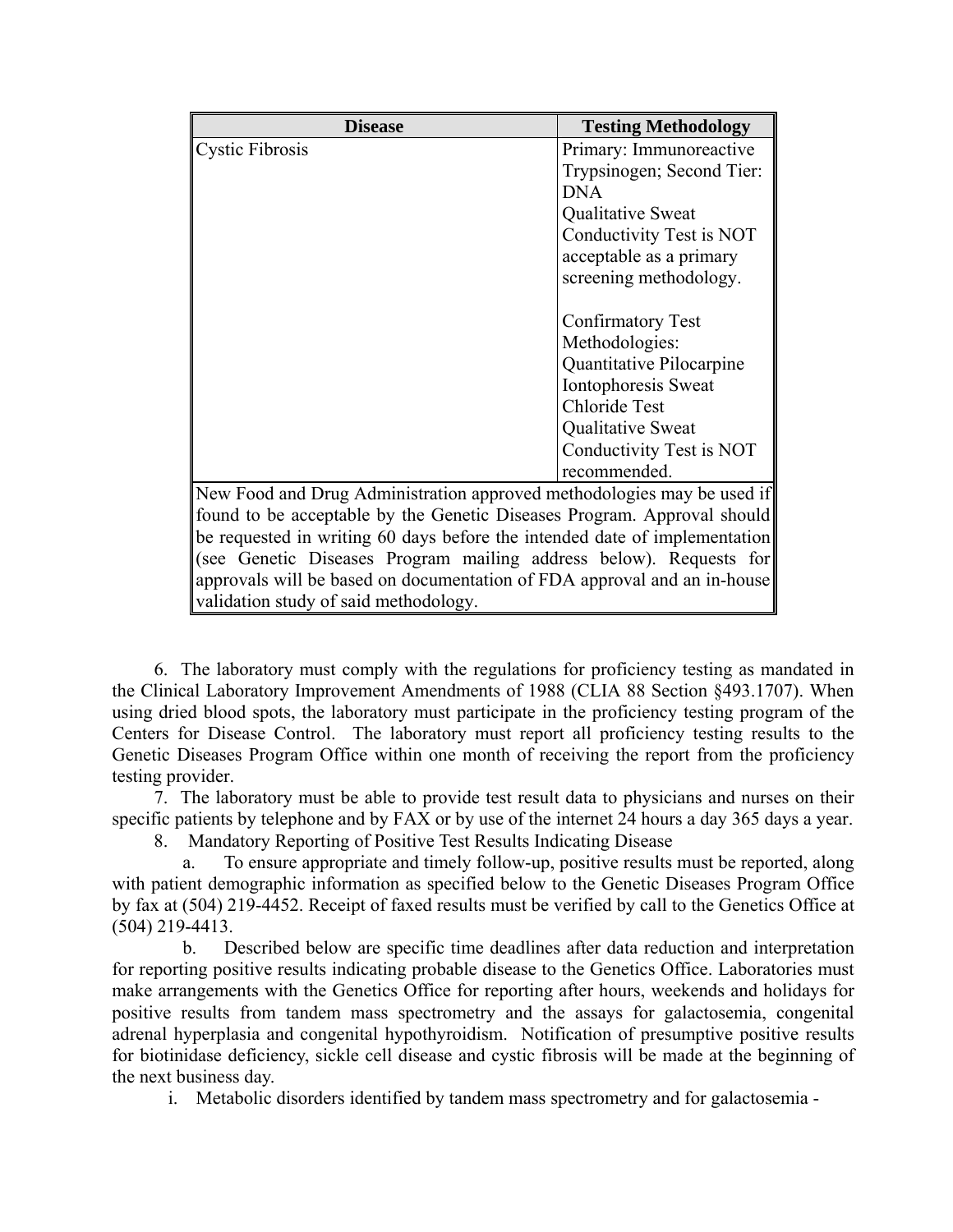| Disease | Testing Methodology |
|---|---|
| Cystic Fibrosis | Primary: Immunoreactive Trypsinogen; Second Tier: DNA<br>Qualitative Sweat Conductivity Test is NOT acceptable as a primary screening methodology.<br><br>Confirmatory Test Methodologies: Quantitative Pilocarpine Iontophoresis Sweat Chloride Test<br>Qualitative Sweat Conductivity Test is NOT recommended. |
| New Food and Drug Administration approved methodologies may be used if found to be acceptable by the Genetic Diseases Program. Approval should be requested in writing 60 days before the intended date of implementation (see Genetic Diseases Program mailing address below). Requests for approvals will be based on documentation of FDA approval and an in-house validation study of said methodology. | |

6. The laboratory must comply with the regulations for proficiency testing as mandated in the Clinical Laboratory Improvement Amendments of 1988 (CLIA 88 Section §493.1707). When using dried blood spots, the laboratory must participate in the proficiency testing program of the Centers for Disease Control. The laboratory must report all proficiency testing results to the Genetic Diseases Program Office within one month of receiving the report from the proficiency testing provider.

7. The laboratory must be able to provide test result data to physicians and nurses on their specific patients by telephone and by FAX or by use of the internet 24 hours a day 365 days a year.

8. Mandatory Reporting of Positive Test Results Indicating Disease

   a. To ensure appropriate and timely follow-up, positive results must be reported, along with patient demographic information as specified below to the Genetic Diseases Program Office by fax at (504) 219-4452. Receipt of faxed results must be verified by call to the Genetics Office at (504) 219-4413.

   b. Described below are specific time deadlines after data reduction and interpretation for reporting positive results indicating probable disease to the Genetics Office. Laboratories must make arrangements with the Genetics Office for reporting after hours, weekends and holidays for positive results from tandem mass spectrometry and the assays for galactosemia, congenital adrenal hyperplasia and congenital hypothyroidism. Notification of presumptive positive results for biotinidase deficiency, sickle cell disease and cystic fibrosis will be made at the beginning of the next business day.

      i. Metabolic disorders identified by tandem mass spectrometry and for galactosemia -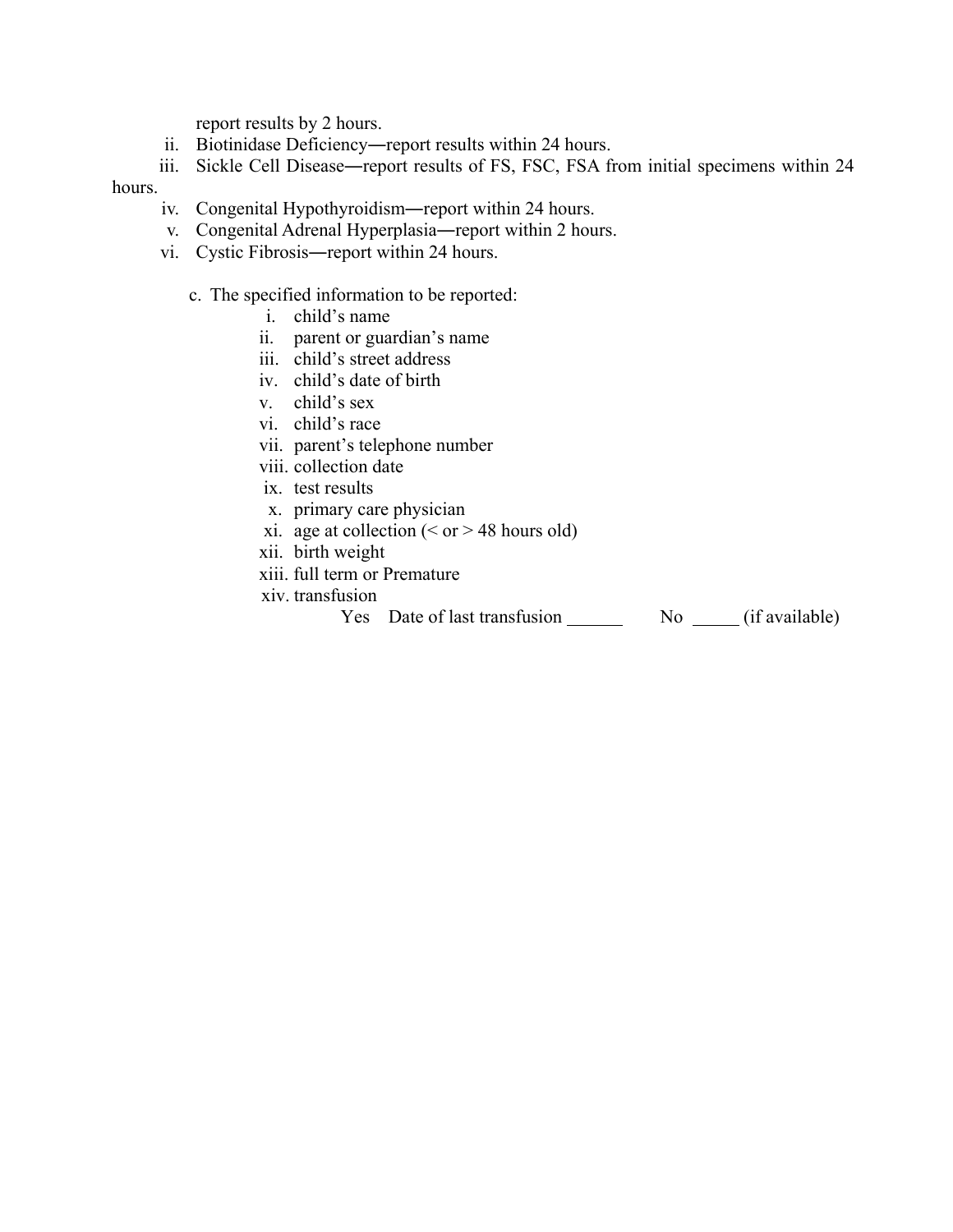report results by 2 hours.

ii. Biotinidase Deficiency―report results within 24 hours.

iii. Sickle Cell Disease―report results of FS, FSC, FSA from initial specimens within 24 hours.

iv. Congenital Hypothyroidism―report within 24 hours.

v. Congenital Adrenal Hyperplasia―report within 2 hours.

vi. Cystic Fibrosis―report within 24 hours.

c. The specified information to be reported:

i. child's name
ii. parent or guardian's name
iii. child's street address
iv. child's date of birth
v. child's sex
vi. child's race
vii. parent's telephone number
viii. collection date
ix. test results
x. primary care physician
xi. age at collection (< or > 48 hours old)
xii. birth weight
xiii. full term or Premature
xiv. transfusion

Yes Date of last transfusion ______ No _____ (if available)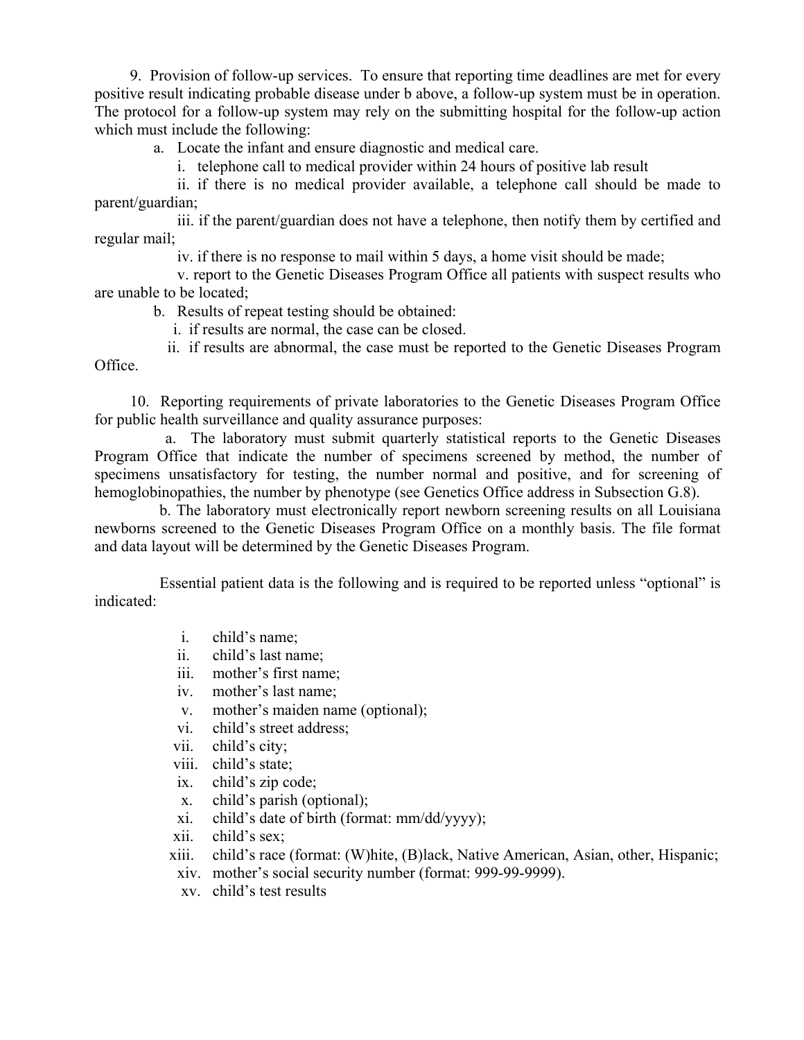9. Provision of follow-up services. To ensure that reporting time deadlines are met for every positive result indicating probable disease under b above, a follow-up system must be in operation. The protocol for a follow-up system may rely on the submitting hospital for the follow-up action which must include the following:

a. Locate the infant and ensure diagnostic and medical care.

i. telephone call to medical provider within 24 hours of positive lab result

ii. if there is no medical provider available, a telephone call should be made to parent/guardian;

iii. if the parent/guardian does not have a telephone, then notify them by certified and regular mail;

iv. if there is no response to mail within 5 days, a home visit should be made;

v. report to the Genetic Diseases Program Office all patients with suspect results who are unable to be located;

b. Results of repeat testing should be obtained:

i. if results are normal, the case can be closed.

ii. if results are abnormal, the case must be reported to the Genetic Diseases Program Office.

10. Reporting requirements of private laboratories to the Genetic Diseases Program Office for public health surveillance and quality assurance purposes:

a. The laboratory must submit quarterly statistical reports to the Genetic Diseases Program Office that indicate the number of specimens screened by method, the number of specimens unsatisfactory for testing, the number normal and positive, and for screening of hemoglobinopathies, the number by phenotype (see Genetics Office address in Subsection G.8).

b. The laboratory must electronically report newborn screening results on all Louisiana newborns screened to the Genetic Diseases Program Office on a monthly basis. The file format and data layout will be determined by the Genetic Diseases Program.

Essential patient data is the following and is required to be reported unless "optional" is indicated:

i. child's name;
ii. child's last name;
iii. mother's first name;
iv. mother's last name;
v. mother's maiden name (optional);
vi. child's street address;
vii. child's city;
viii. child's state;
ix. child's zip code;
x. child's parish (optional);
xi. child's date of birth (format: mm/dd/yyyy);
xii. child's sex;
xiii. child's race (format: (W)hite, (B)lack, Native American, Asian, other, Hispanic;
xiv. mother's social security number (format: 999-99-9999).
xv. child's test results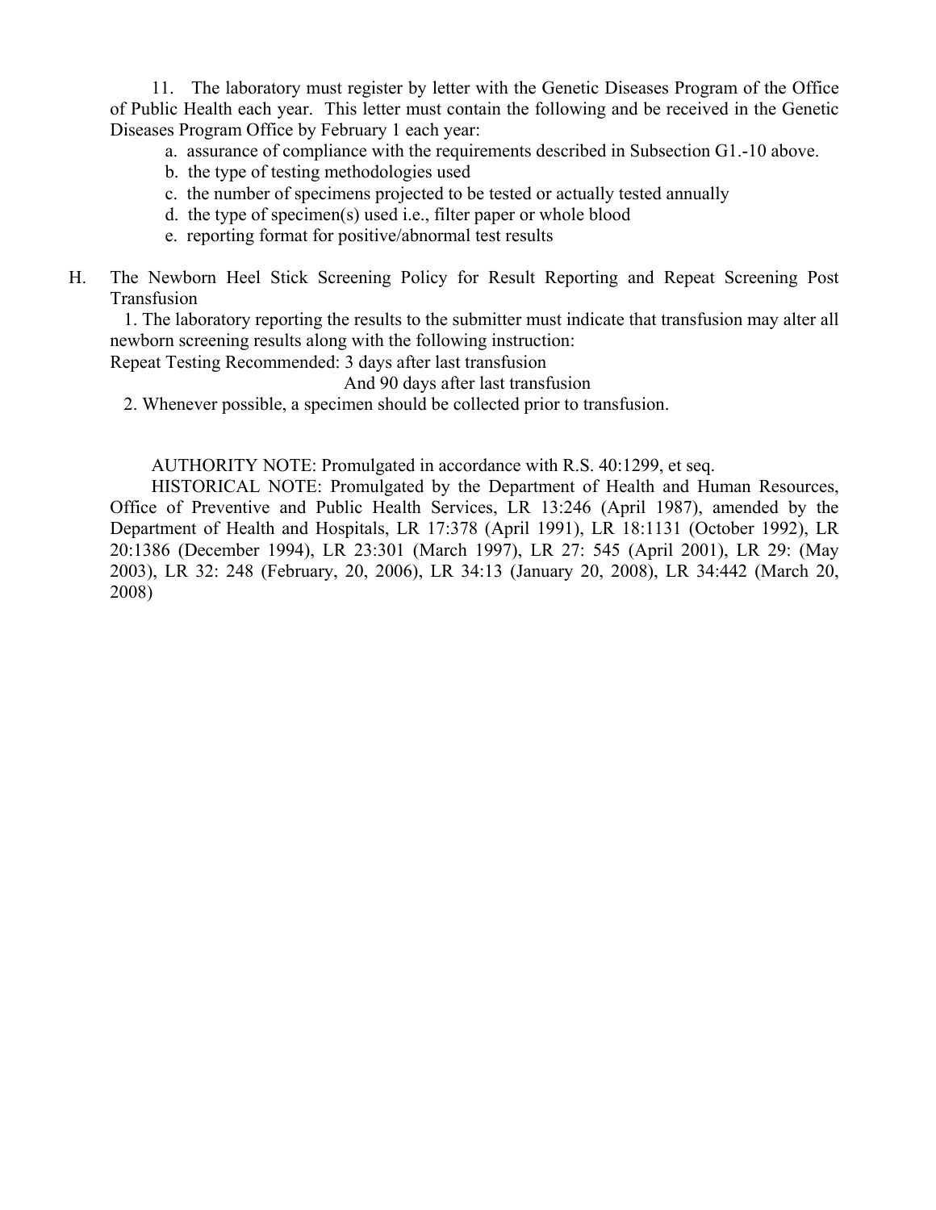11. The laboratory must register by letter with the Genetic Diseases Program of the Office of Public Health each year. This letter must contain the following and be received in the Genetic Diseases Program Office by February 1 each year:

a. assurance of compliance with the requirements described in Subsection G1.-10 above.

b. the type of testing methodologies used

c. the number of specimens projected to be tested or actually tested annually

d. the type of specimen(s) used i.e., filter paper or whole blood

e. reporting format for positive/abnormal test results

H. The Newborn Heel Stick Screening Policy for Result Reporting and Repeat Screening Post Transfusion

1. The laboratory reporting the results to the submitter must indicate that transfusion may alter all newborn screening results along with the following instruction:

Repeat Testing Recommended: 3 days after last transfusion
And 90 days after last transfusion

2. Whenever possible, a specimen should be collected prior to transfusion.

AUTHORITY NOTE: Promulgated in accordance with R.S. 40:1299, et seq.

HISTORICAL NOTE: Promulgated by the Department of Health and Human Resources, Office of Preventive and Public Health Services, LR 13:246 (April 1987), amended by the Department of Health and Hospitals, LR 17:378 (April 1991), LR 18:1131 (October 1992), LR 20:1386 (December 1994), LR 23:301 (March 1997), LR 27: 545 (April 2001), LR 29: (May 2003), LR 32: 248 (February, 20, 2006), LR 34:13 (January 20, 2008), LR 34:442 (March 20, 2008)